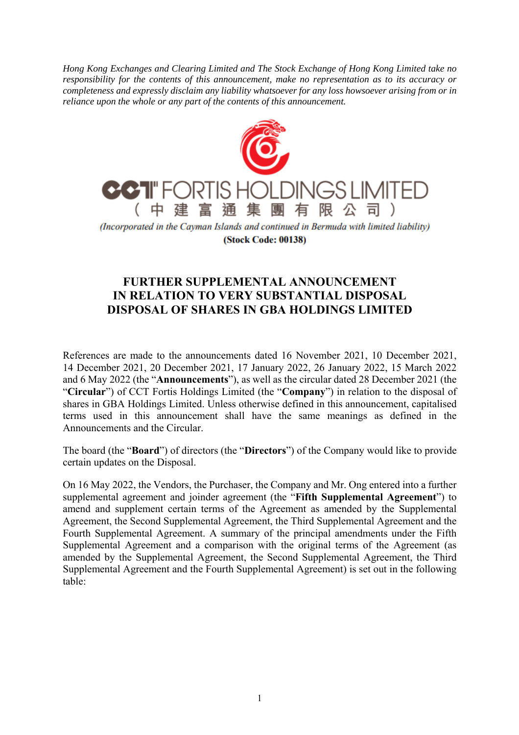*Hong Kong Exchanges and Clearing Limited and The Stock Exchange of Hong Kong Limited take no responsibility for the contents of this announcement, make no representation as to its accuracy or completeness and expressly disclaim any liability whatsoever for any loss howsoever arising from or in reliance upon the whole or any part of the contents of this announcement.*

**CCT FORTIS HOLDINGS LIMITED**
**（中建富通集團有限公司）**

*(Incorporated in the Cayman Islands and continued in Bermuda with limited liability)*
**(Stock Code: 00138)**

# FURTHER SUPPLEMENTAL ANNOUNCEMENT IN RELATION TO VERY SUBSTANTIAL DISPOSAL DISPOSAL OF SHARES IN GBA HOLDINGS LIMITED

References are made to the announcements dated 16 November 2021, 10 December 2021, 14 December 2021, 20 December 2021, 17 January 2022, 26 January 2022, 15 March 2022 and 6 May 2022 (the "**Announcements**"), as well as the circular dated 28 December 2021 (the "**Circular**") of CCT Fortis Holdings Limited (the "**Company**") in relation to the disposal of shares in GBA Holdings Limited. Unless otherwise defined in this announcement, capitalised terms used in this announcement shall have the same meanings as defined in the Announcements and the Circular.

The board (the "**Board**") of directors (the "**Directors**") of the Company would like to provide certain updates on the Disposal.

On 16 May 2022, the Vendors, the Purchaser, the Company and Mr. Ong entered into a further supplemental agreement and joinder agreement (the "**Fifth Supplemental Agreement**") to amend and supplement certain terms of the Agreement as amended by the Supplemental Agreement, the Second Supplemental Agreement, the Third Supplemental Agreement and the Fourth Supplemental Agreement. A summary of the principal amendments under the Fifth Supplemental Agreement and a comparison with the original terms of the Agreement (as amended by the Supplemental Agreement, the Second Supplemental Agreement, the Third Supplemental Agreement and the Fourth Supplemental Agreement) is set out in the following table: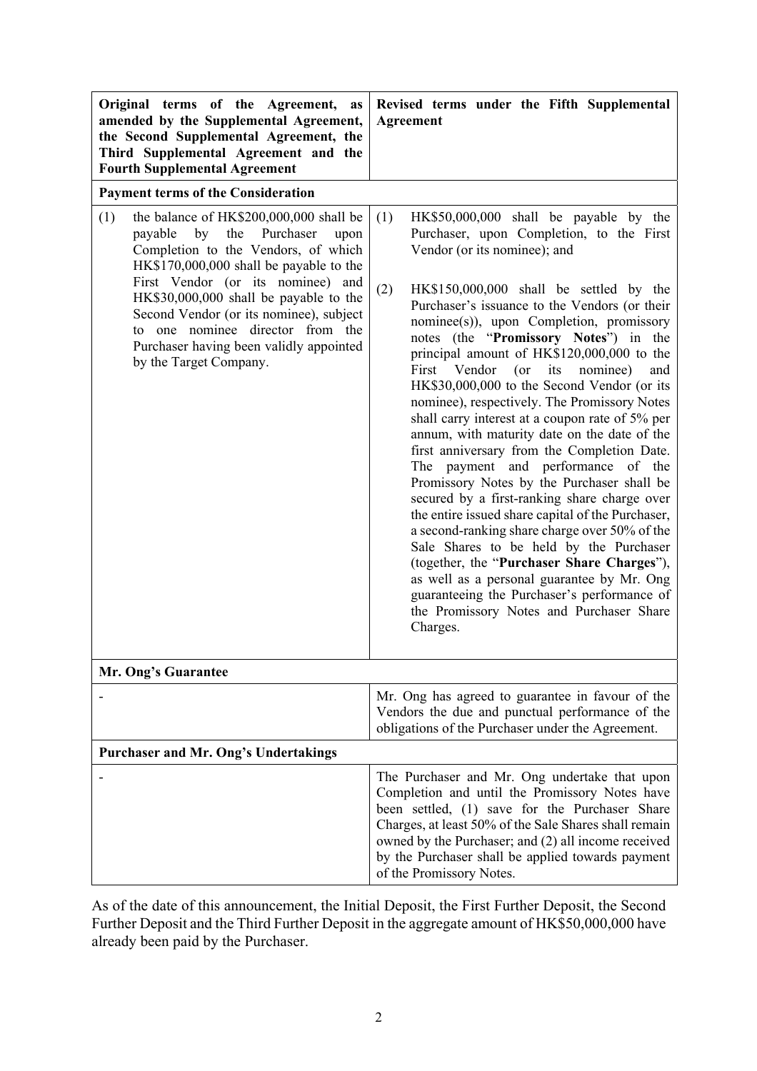| **Original terms of the Agreement, as amended by the Supplemental Agreement, the Second Supplemental Agreement, the Third Supplemental Agreement and the Fourth Supplemental Agreement** | **Revised terms under the Fifth Supplemental Agreement** |
|---|---|
| **Payment terms of the Consideration** | |
| (1) the balance of HK$200,000,000 shall be payable by the Purchaser upon Completion to the Vendors, of which HK$170,000,000 shall be payable to the First Vendor (or its nominee) and HK$30,000,000 shall be payable to the Second Vendor (or its nominee), subject to one nominee director from the Purchaser having been validly appointed by the Target Company. | (1) HK$50,000,000 shall be payable by the Purchaser, upon Completion, to the First Vendor (or its nominee); and<br><br>(2) HK$150,000,000 shall be settled by the Purchaser's issuance to the Vendors (or their nominee(s)), upon Completion, promissory notes (the "**Promissory Notes**") in the principal amount of HK$120,000,000 to the First Vendor (or its nominee) and HK$30,000,000 to the Second Vendor (or its nominee), respectively. The Promissory Notes shall carry interest at a coupon rate of 5% per annum, with maturity date on the date of the first anniversary from the Completion Date. The payment and performance of the Promissory Notes by the Purchaser shall be secured by a first-ranking share charge over the entire issued share capital of the Purchaser, a second-ranking share charge over 50% of the Sale Shares to be held by the Purchaser (together, the "**Purchaser Share Charges**"), as well as a personal guarantee by Mr. Ong guaranteeing the Purchaser's performance of the Promissory Notes and Purchaser Share Charges. |
| **Mr. Ong's Guarantee** | |
| - | Mr. Ong has agreed to guarantee in favour of the Vendors the due and punctual performance of the obligations of the Purchaser under the Agreement. |
| **Purchaser and Mr. Ong's Undertakings** | |
| - | The Purchaser and Mr. Ong undertake that upon Completion and until the Promissory Notes have been settled, (1) save for the Purchaser Share Charges, at least 50% of the Sale Shares shall remain owned by the Purchaser; and (2) all income received by the Purchaser shall be applied towards payment of the Promissory Notes. |

As of the date of this announcement, the Initial Deposit, the First Further Deposit, the Second Further Deposit and the Third Further Deposit in the aggregate amount of HK$50,000,000 have already been paid by the Purchaser.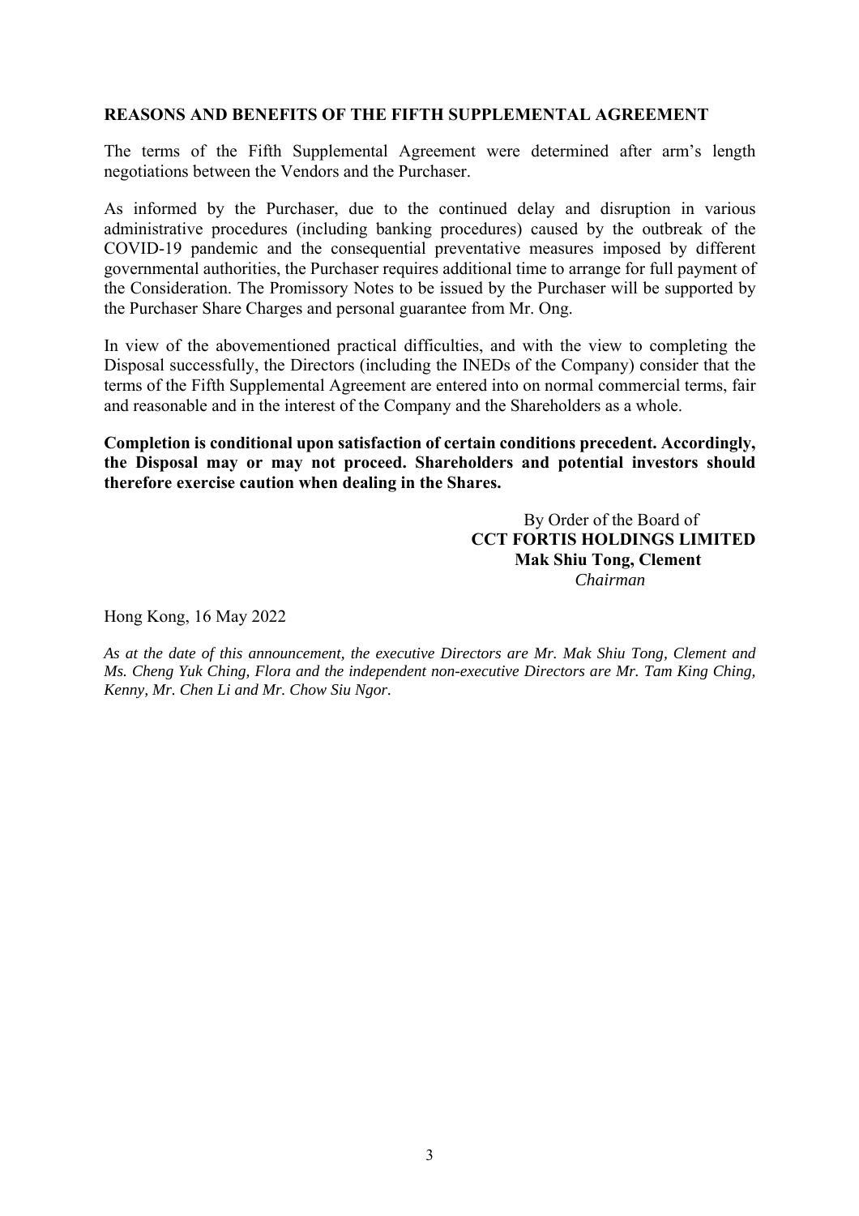## REASONS AND BENEFITS OF THE FIFTH SUPPLEMENTAL AGREEMENT

The terms of the Fifth Supplemental Agreement were determined after arm's length negotiations between the Vendors and the Purchaser.

As informed by the Purchaser, due to the continued delay and disruption in various administrative procedures (including banking procedures) caused by the outbreak of the COVID-19 pandemic and the consequential preventative measures imposed by different governmental authorities, the Purchaser requires additional time to arrange for full payment of the Consideration. The Promissory Notes to be issued by the Purchaser will be supported by the Purchaser Share Charges and personal guarantee from Mr. Ong.

In view of the abovementioned practical difficulties, and with the view to completing the Disposal successfully, the Directors (including the INEDs of the Company) consider that the terms of the Fifth Supplemental Agreement are entered into on normal commercial terms, fair and reasonable and in the interest of the Company and the Shareholders as a whole.

**Completion is conditional upon satisfaction of certain conditions precedent. Accordingly, the Disposal may or may not proceed. Shareholders and potential investors should therefore exercise caution when dealing in the Shares.**

By Order of the Board of
**CCT FORTIS HOLDINGS LIMITED**
**Mak Shiu Tong, Clement**
*Chairman*

Hong Kong, 16 May 2022

*As at the date of this announcement, the executive Directors are Mr. Mak Shiu Tong, Clement and Ms. Cheng Yuk Ching, Flora and the independent non-executive Directors are Mr. Tam King Ching, Kenny, Mr. Chen Li and Mr. Chow Siu Ngor.*